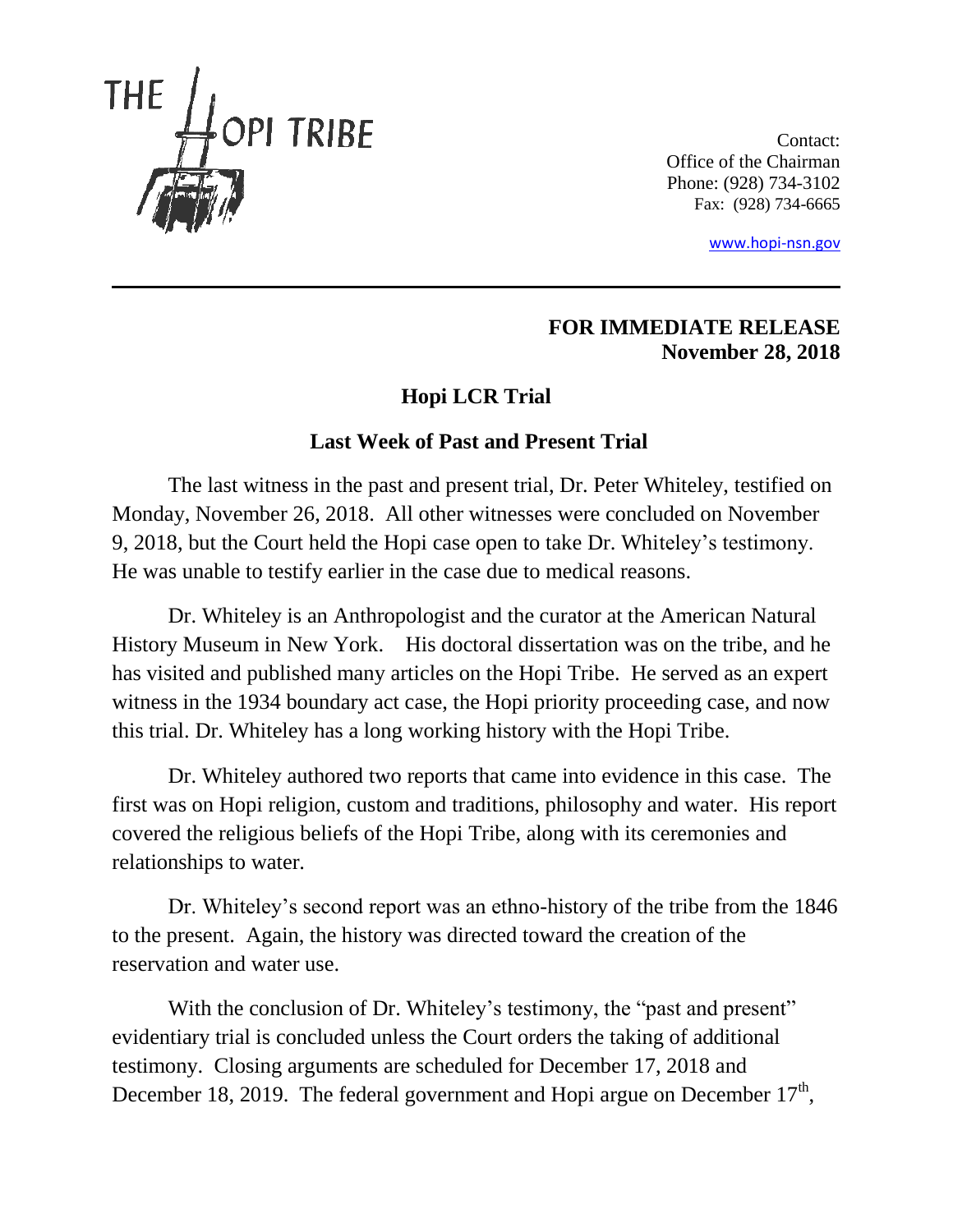THE HOPI TRIBE

Contact:
Office of the Chairman
Phone: (928) 734-3102
Fax: (928) 734-6665

www.hopi-nsn.gov

**FOR IMMEDIATE RELEASE**
**November 28, 2018**

# Hopi LCR Trial

## Last Week of Past and Present Trial

The last witness in the past and present trial, Dr. Peter Whiteley, testified on Monday, November 26, 2018. All other witnesses were concluded on November 9, 2018, but the Court held the Hopi case open to take Dr. Whiteley's testimony. He was unable to testify earlier in the case due to medical reasons.

Dr. Whiteley is an Anthropologist and the curator at the American Natural History Museum in New York. His doctoral dissertation was on the tribe, and he has visited and published many articles on the Hopi Tribe. He served as an expert witness in the 1934 boundary act case, the Hopi priority proceeding case, and now this trial. Dr. Whiteley has a long working history with the Hopi Tribe.

Dr. Whiteley authored two reports that came into evidence in this case. The first was on Hopi religion, custom and traditions, philosophy and water. His report covered the religious beliefs of the Hopi Tribe, along with its ceremonies and relationships to water.

Dr. Whiteley's second report was an ethno-history of the tribe from the 1846 to the present. Again, the history was directed toward the creation of the reservation and water use.

With the conclusion of Dr. Whiteley's testimony, the "past and present" evidentiary trial is concluded unless the Court orders the taking of additional testimony. Closing arguments are scheduled for December 17, 2018 and December 18, 2019. The federal government and Hopi argue on December 17th,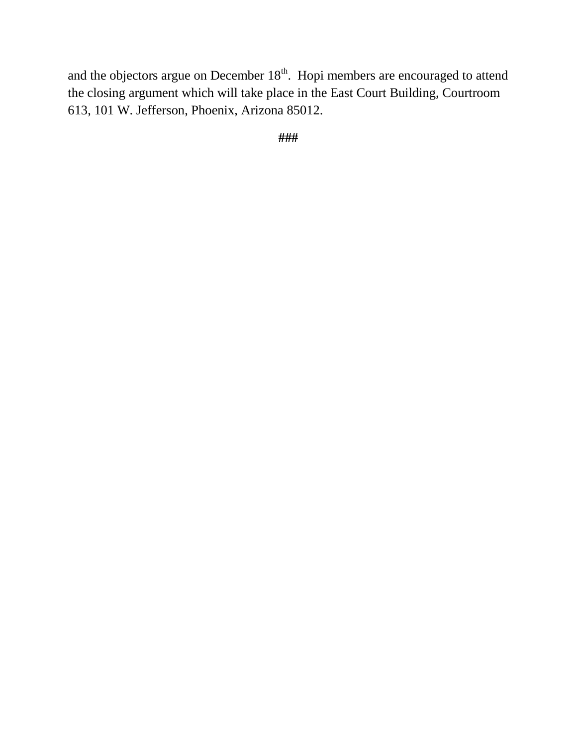and the objectors argue on December 18th. Hopi members are encouraged to attend the closing argument which will take place in the East Court Building, Courtroom 613, 101 W. Jefferson, Phoenix, Arizona 85012.

###